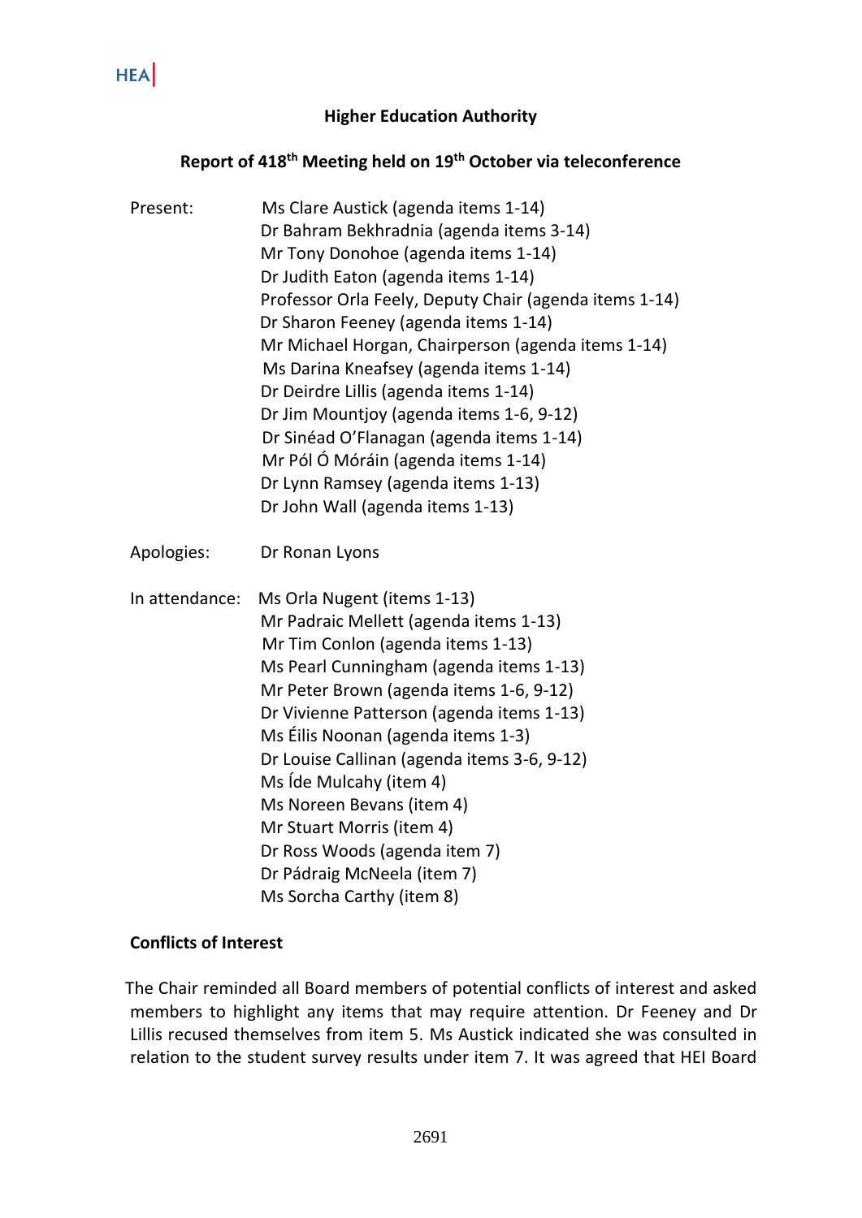**Higher Education Authority**

**Report of 418th Meeting held on 19th October via teleconference**

Present:
Ms Clare Austick (agenda items 1-14)
Dr Bahram Bekhradnia (agenda items 3-14)
Mr Tony Donohoe (agenda items 1-14)
Dr Judith Eaton (agenda items 1-14)
Professor Orla Feely, Deputy Chair (agenda items 1-14)
Dr Sharon Feeney (agenda items 1-14)
Mr Michael Horgan, Chairperson (agenda items 1-14)
Ms Darina Kneafsey (agenda items 1-14)
Dr Deirdre Lillis (agenda items 1-14)
Dr Jim Mountjoy (agenda items 1-6, 9-12)
Dr Sinéad O'Flanagan (agenda items 1-14)
Mr Pól Ó Móráin (agenda items 1-14)
Dr Lynn Ramsey (agenda items 1-13)
Dr John Wall (agenda items 1-13)

Apologies:
Dr Ronan Lyons

In attendance:
Ms Orla Nugent (items 1-13)
Mr Padraic Mellett (agenda items 1-13)
Mr Tim Conlon (agenda items 1-13)
Ms Pearl Cunningham (agenda items 1-13)
Mr Peter Brown (agenda items 1-6, 9-12)
Dr Vivienne Patterson (agenda items 1-13)
Ms Éilis Noonan (agenda items 1-3)
Dr Louise Callinan (agenda items 3-6, 9-12)
Ms Íde Mulcahy (item 4)
Ms Noreen Bevans (item 4)
Mr Stuart Morris (item 4)
Dr Ross Woods (agenda item 7)
Dr Pádraig McNeela (item 7)
Ms Sorcha Carthy (item 8)

**Conflicts of Interest**

The Chair reminded all Board members of potential conflicts of interest and asked members to highlight any items that may require attention. Dr Feeney and Dr Lillis recused themselves from item 5. Ms Austick indicated she was consulted in relation to the student survey results under item 7. It was agreed that HEI Board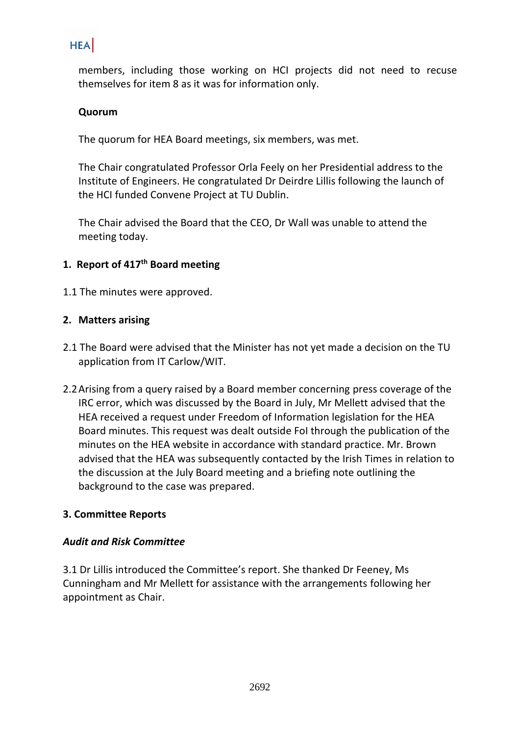members, including those working on HCI projects did not need to recuse themselves for item 8 as it was for information only.

**Quorum**

The quorum for HEA Board meetings, six members, was met.

The Chair congratulated Professor Orla Feely on her Presidential address to the Institute of Engineers. He congratulated Dr Deirdre Lillis following the launch of the HCI funded Convene Project at TU Dublin.

The Chair advised the Board that the CEO, Dr Wall was unable to attend the meeting today.

## 1. Report of 417th Board meeting

1.1 The minutes were approved.

## 2. Matters arising

2.1 The Board were advised that the Minister has not yet made a decision on the TU application from IT Carlow/WIT.

2.2 Arising from a query raised by a Board member concerning press coverage of the IRC error, which was discussed by the Board in July, Mr Mellett advised that the HEA received a request under Freedom of Information legislation for the HEA Board minutes. This request was dealt outside FoI through the publication of the minutes on the HEA website in accordance with standard practice. Mr. Brown advised that the HEA was subsequently contacted by the Irish Times in relation to the discussion at the July Board meeting and a briefing note outlining the background to the case was prepared.

## 3. Committee Reports

***Audit and Risk Committee***

3.1 Dr Lillis introduced the Committee's report. She thanked Dr Feeney, Ms Cunningham and Mr Mellett for assistance with the arrangements following her appointment as Chair.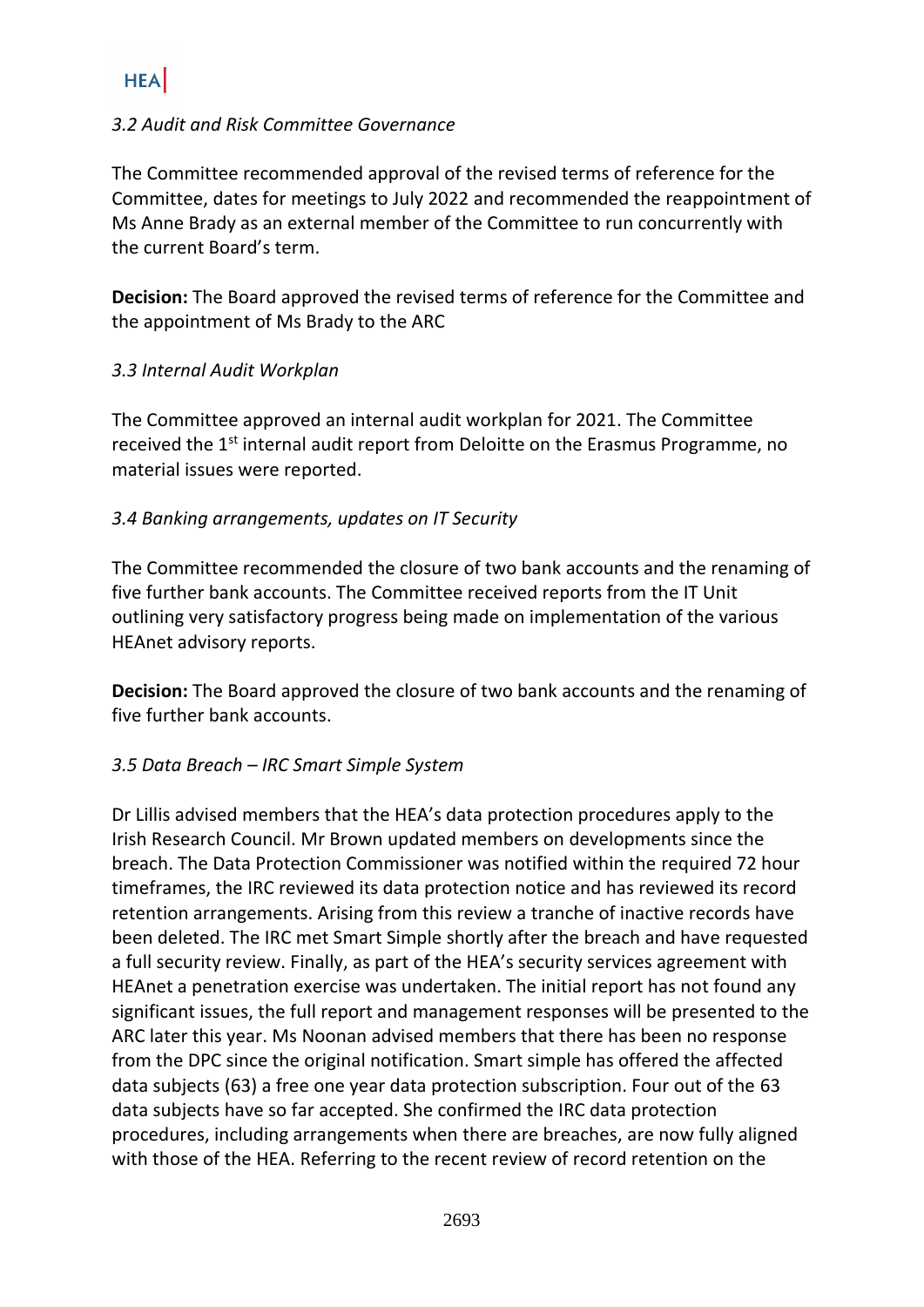*3.2 Audit and Risk Committee Governance*

The Committee recommended approval of the revised terms of reference for the Committee, dates for meetings to July 2022 and recommended the reappointment of Ms Anne Brady as an external member of the Committee to run concurrently with the current Board's term.

**Decision:** The Board approved the revised terms of reference for the Committee and the appointment of Ms Brady to the ARC

*3.3 Internal Audit Workplan*

The Committee approved an internal audit workplan for 2021. The Committee received the 1st internal audit report from Deloitte on the Erasmus Programme, no material issues were reported.

*3.4 Banking arrangements, updates on IT Security*

The Committee recommended the closure of two bank accounts and the renaming of five further bank accounts. The Committee received reports from the IT Unit outlining very satisfactory progress being made on implementation of the various HEAnet advisory reports.

**Decision:** The Board approved the closure of two bank accounts and the renaming of five further bank accounts.

*3.5 Data Breach – IRC Smart Simple System*

Dr Lillis advised members that the HEA's data protection procedures apply to the Irish Research Council. Mr Brown updated members on developments since the breach. The Data Protection Commissioner was notified within the required 72 hour timeframes, the IRC reviewed its data protection notice and has reviewed its record retention arrangements. Arising from this review a tranche of inactive records have been deleted. The IRC met Smart Simple shortly after the breach and have requested a full security review. Finally, as part of the HEA's security services agreement with HEAnet a penetration exercise was undertaken. The initial report has not found any significant issues, the full report and management responses will be presented to the ARC later this year. Ms Noonan advised members that there has been no response from the DPC since the original notification. Smart simple has offered the affected data subjects (63) a free one year data protection subscription. Four out of the 63 data subjects have so far accepted. She confirmed the IRC data protection procedures, including arrangements when there are breaches, are now fully aligned with those of the HEA. Referring to the recent review of record retention on the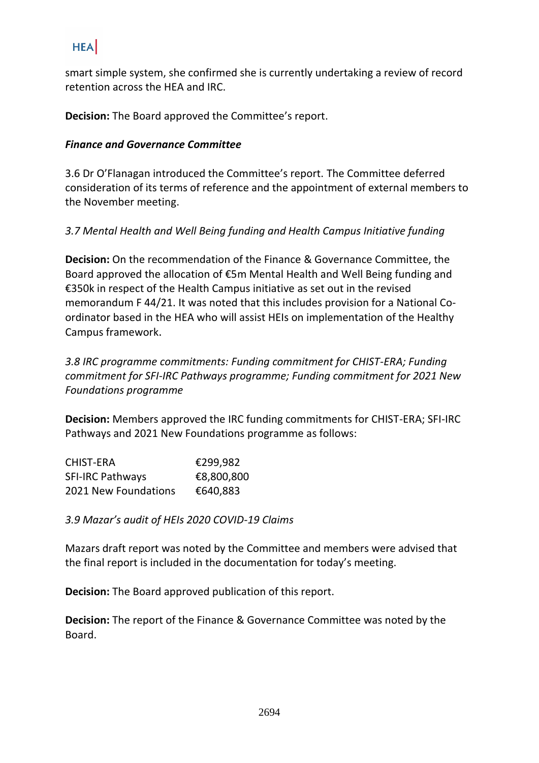smart simple system, she confirmed she is currently undertaking a review of record retention across the HEA and IRC.

**Decision:** The Board approved the Committee's report.

***Finance and Governance Committee***

3.6 Dr O'Flanagan introduced the Committee's report. The Committee deferred consideration of its terms of reference and the appointment of external members to the November meeting.

*3.7 Mental Health and Well Being funding and Health Campus Initiative funding*

**Decision:** On the recommendation of the Finance & Governance Committee, the Board approved the allocation of €5m Mental Health and Well Being funding and €350k in respect of the Health Campus initiative as set out in the revised memorandum F 44/21. It was noted that this includes provision for a National Co-ordinator based in the HEA who will assist HEIs on implementation of the Healthy Campus framework.

*3.8 IRC programme commitments: Funding commitment for CHIST-ERA; Funding commitment for SFI-IRC Pathways programme; Funding commitment for 2021 New Foundations programme*

**Decision:** Members approved the IRC funding commitments for CHIST-ERA; SFI-IRC Pathways and 2021 New Foundations programme as follows:

| | |
|---|---|
| CHIST-ERA | €299,982 |
| SFI-IRC Pathways | €8,800,800 |
| 2021 New Foundations | €640,883 |

*3.9 Mazar's audit of HEIs 2020 COVID-19 Claims*

Mazars draft report was noted by the Committee and members were advised that the final report is included in the documentation for today's meeting.

**Decision:** The Board approved publication of this report.

**Decision:** The report of the Finance & Governance Committee was noted by the Board.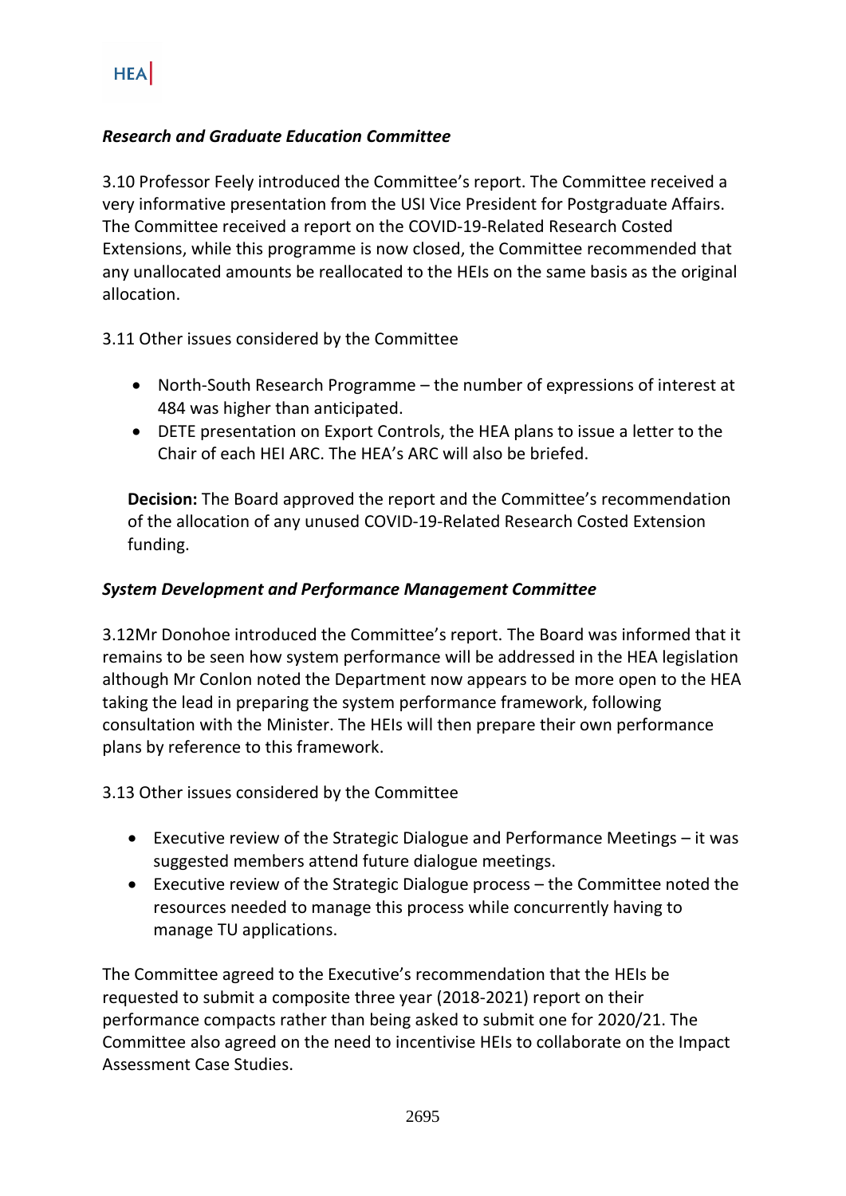### *Research and Graduate Education Committee*

3.10 Professor Feely introduced the Committee's report. The Committee received a very informative presentation from the USI Vice President for Postgraduate Affairs. The Committee received a report on the COVID-19-Related Research Costed Extensions, while this programme is now closed, the Committee recommended that any unallocated amounts be reallocated to the HEIs on the same basis as the original allocation.

3.11 Other issues considered by the Committee

- North-South Research Programme – the number of expressions of interest at 484 was higher than anticipated.
- DETE presentation on Export Controls, the HEA plans to issue a letter to the Chair of each HEI ARC. The HEA's ARC will also be briefed.

**Decision:** The Board approved the report and the Committee's recommendation of the allocation of any unused COVID-19-Related Research Costed Extension funding.

### *System Development and Performance Management Committee*

3.12Mr Donohoe introduced the Committee's report. The Board was informed that it remains to be seen how system performance will be addressed in the HEA legislation although Mr Conlon noted the Department now appears to be more open to the HEA taking the lead in preparing the system performance framework, following consultation with the Minister. The HEIs will then prepare their own performance plans by reference to this framework.

3.13 Other issues considered by the Committee

- Executive review of the Strategic Dialogue and Performance Meetings – it was suggested members attend future dialogue meetings.
- Executive review of the Strategic Dialogue process – the Committee noted the resources needed to manage this process while concurrently having to manage TU applications.

The Committee agreed to the Executive's recommendation that the HEIs be requested to submit a composite three year (2018-2021) report on their performance compacts rather than being asked to submit one for 2020/21. The Committee also agreed on the need to incentivise HEIs to collaborate on the Impact Assessment Case Studies.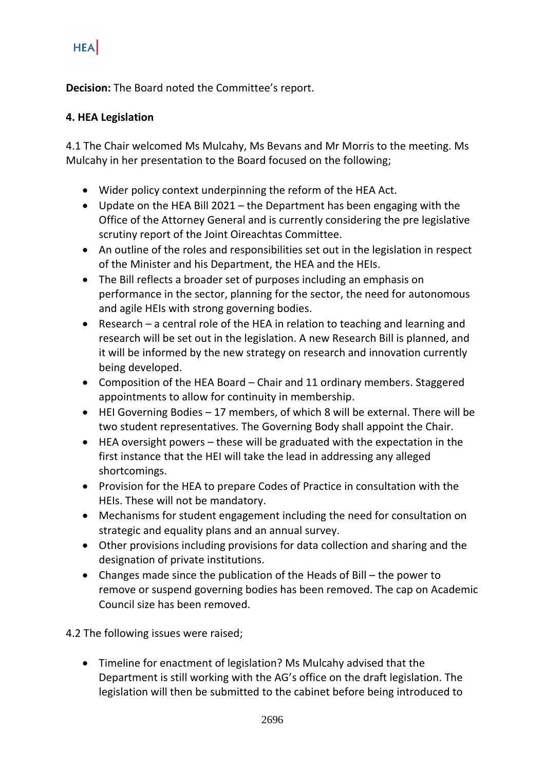**Decision:** The Board noted the Committee's report.

**4. HEA Legislation**

4.1 The Chair welcomed Ms Mulcahy, Ms Bevans and Mr Morris to the meeting. Ms Mulcahy in her presentation to the Board focused on the following;

- Wider policy context underpinning the reform of the HEA Act.
- Update on the HEA Bill 2021 – the Department has been engaging with the Office of the Attorney General and is currently considering the pre legislative scrutiny report of the Joint Oireachtas Committee.
- An outline of the roles and responsibilities set out in the legislation in respect of the Minister and his Department, the HEA and the HEIs.
- The Bill reflects a broader set of purposes including an emphasis on performance in the sector, planning for the sector, the need for autonomous and agile HEIs with strong governing bodies.
- Research – a central role of the HEA in relation to teaching and learning and research will be set out in the legislation. A new Research Bill is planned, and it will be informed by the new strategy on research and innovation currently being developed.
- Composition of the HEA Board – Chair and 11 ordinary members. Staggered appointments to allow for continuity in membership.
- HEI Governing Bodies – 17 members, of which 8 will be external. There will be two student representatives. The Governing Body shall appoint the Chair.
- HEA oversight powers – these will be graduated with the expectation in the first instance that the HEI will take the lead in addressing any alleged shortcomings.
- Provision for the HEA to prepare Codes of Practice in consultation with the HEIs. These will not be mandatory.
- Mechanisms for student engagement including the need for consultation on strategic and equality plans and an annual survey.
- Other provisions including provisions for data collection and sharing and the designation of private institutions.
- Changes made since the publication of the Heads of Bill – the power to remove or suspend governing bodies has been removed. The cap on Academic Council size has been removed.

4.2 The following issues were raised;

- Timeline for enactment of legislation? Ms Mulcahy advised that the Department is still working with the AG's office on the draft legislation. The legislation will then be submitted to the cabinet before being introduced to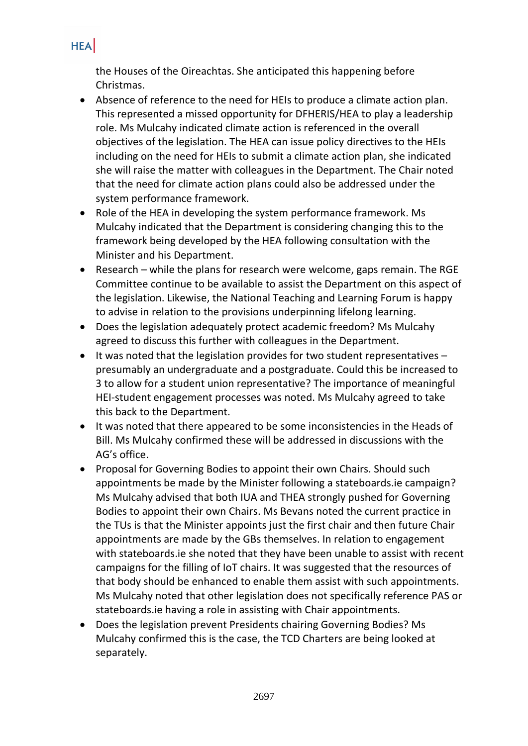the Houses of the Oireachtas. She anticipated this happening before Christmas.

- Absence of reference to the need for HEIs to produce a climate action plan. This represented a missed opportunity for DFHERIS/HEA to play a leadership role. Ms Mulcahy indicated climate action is referenced in the overall objectives of the legislation. The HEA can issue policy directives to the HEIs including on the need for HEIs to submit a climate action plan, she indicated she will raise the matter with colleagues in the Department. The Chair noted that the need for climate action plans could also be addressed under the system performance framework.
- Role of the HEA in developing the system performance framework. Ms Mulcahy indicated that the Department is considering changing this to the framework being developed by the HEA following consultation with the Minister and his Department.
- Research – while the plans for research were welcome, gaps remain. The RGE Committee continue to be available to assist the Department on this aspect of the legislation. Likewise, the National Teaching and Learning Forum is happy to advise in relation to the provisions underpinning lifelong learning.
- Does the legislation adequately protect academic freedom? Ms Mulcahy agreed to discuss this further with colleagues in the Department.
- It was noted that the legislation provides for two student representatives – presumably an undergraduate and a postgraduate. Could this be increased to 3 to allow for a student union representative? The importance of meaningful HEI-student engagement processes was noted. Ms Mulcahy agreed to take this back to the Department.
- It was noted that there appeared to be some inconsistencies in the Heads of Bill. Ms Mulcahy confirmed these will be addressed in discussions with the AG's office.
- Proposal for Governing Bodies to appoint their own Chairs. Should such appointments be made by the Minister following a stateboards.ie campaign? Ms Mulcahy advised that both IUA and THEA strongly pushed for Governing Bodies to appoint their own Chairs. Ms Bevans noted the current practice in the TUs is that the Minister appoints just the first chair and then future Chair appointments are made by the GBs themselves. In relation to engagement with stateboards.ie she noted that they have been unable to assist with recent campaigns for the filling of IoT chairs. It was suggested that the resources of that body should be enhanced to enable them assist with such appointments. Ms Mulcahy noted that other legislation does not specifically reference PAS or stateboards.ie having a role in assisting with Chair appointments.
- Does the legislation prevent Presidents chairing Governing Bodies? Ms Mulcahy confirmed this is the case, the TCD Charters are being looked at separately.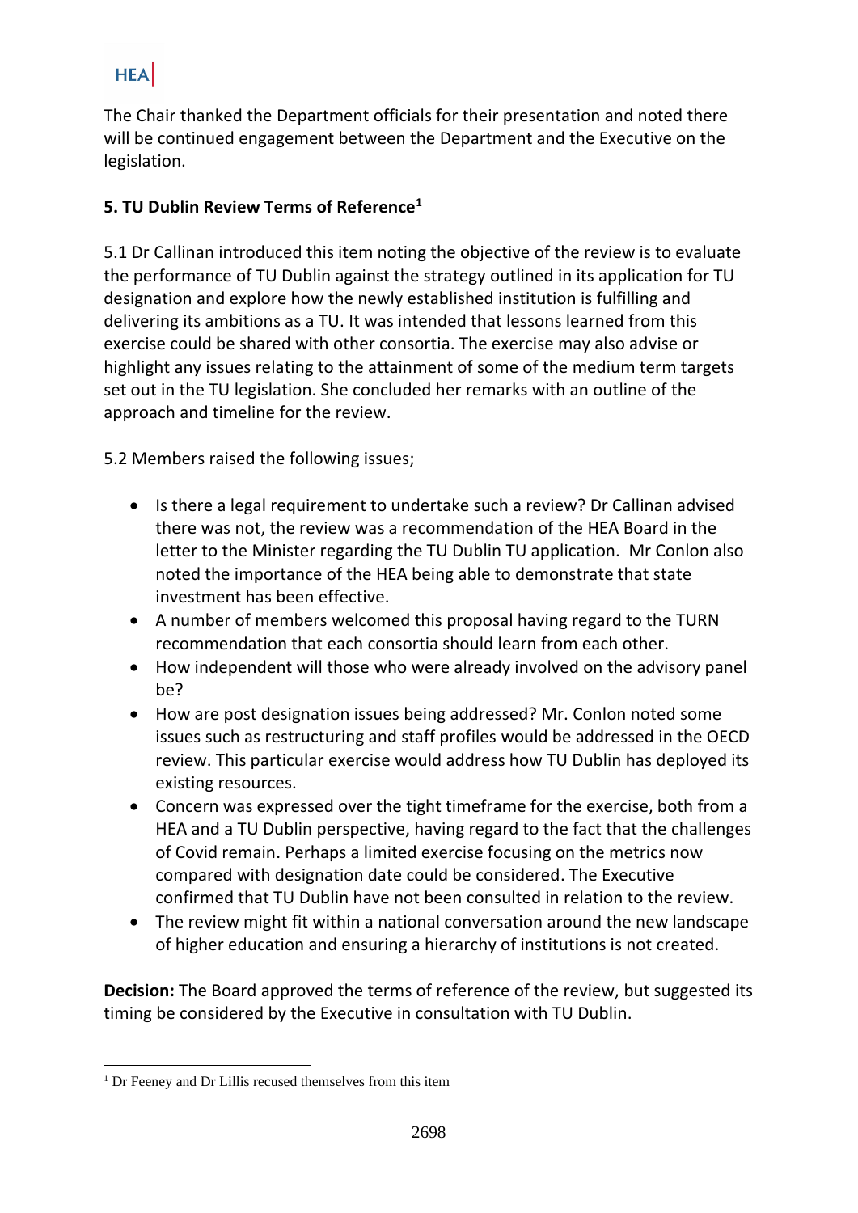The Chair thanked the Department officials for their presentation and noted there will be continued engagement between the Department and the Executive on the legislation.

**5. TU Dublin Review Terms of Reference[1]**

5.1 Dr Callinan introduced this item noting the objective of the review is to evaluate the performance of TU Dublin against the strategy outlined in its application for TU designation and explore how the newly established institution is fulfilling and delivering its ambitions as a TU. It was intended that lessons learned from this exercise could be shared with other consortia. The exercise may also advise or highlight any issues relating to the attainment of some of the medium term targets set out in the TU legislation. She concluded her remarks with an outline of the approach and timeline for the review.

5.2 Members raised the following issues;

- Is there a legal requirement to undertake such a review? Dr Callinan advised there was not, the review was a recommendation of the HEA Board in the letter to the Minister regarding the TU Dublin TU application. Mr Conlon also noted the importance of the HEA being able to demonstrate that state investment has been effective.
- A number of members welcomed this proposal having regard to the TURN recommendation that each consortia should learn from each other.
- How independent will those who were already involved on the advisory panel be?
- How are post designation issues being addressed? Mr. Conlon noted some issues such as restructuring and staff profiles would be addressed in the OECD review. This particular exercise would address how TU Dublin has deployed its existing resources.
- Concern was expressed over the tight timeframe for the exercise, both from a HEA and a TU Dublin perspective, having regard to the fact that the challenges of Covid remain. Perhaps a limited exercise focusing on the metrics now compared with designation date could be considered. The Executive confirmed that TU Dublin have not been consulted in relation to the review.
- The review might fit within a national conversation around the new landscape of higher education and ensuring a hierarchy of institutions is not created.

**Decision:** The Board approved the terms of reference of the review, but suggested its timing be considered by the Executive in consultation with TU Dublin.

[1] Dr Feeney and Dr Lillis recused themselves from this item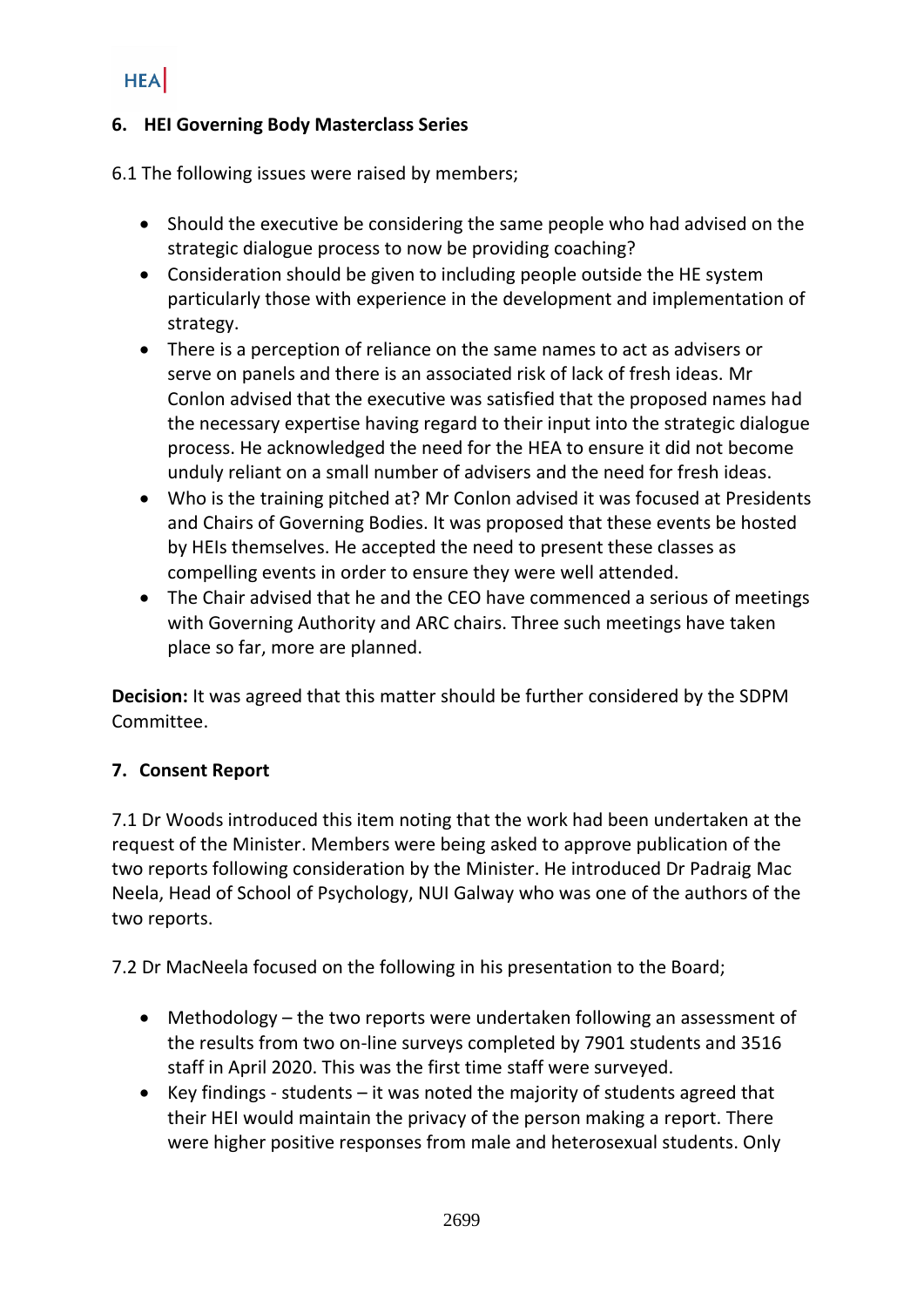## 6. HEI Governing Body Masterclass Series

6.1 The following issues were raised by members;

- Should the executive be considering the same people who had advised on the strategic dialogue process to now be providing coaching?
- Consideration should be given to including people outside the HE system particularly those with experience in the development and implementation of strategy.
- There is a perception of reliance on the same names to act as advisers or serve on panels and there is an associated risk of lack of fresh ideas. Mr Conlon advised that the executive was satisfied that the proposed names had the necessary expertise having regard to their input into the strategic dialogue process. He acknowledged the need for the HEA to ensure it did not become unduly reliant on a small number of advisers and the need for fresh ideas.
- Who is the training pitched at? Mr Conlon advised it was focused at Presidents and Chairs of Governing Bodies. It was proposed that these events be hosted by HEIs themselves. He accepted the need to present these classes as compelling events in order to ensure they were well attended.
- The Chair advised that he and the CEO have commenced a serious of meetings with Governing Authority and ARC chairs. Three such meetings have taken place so far, more are planned.

**Decision:** It was agreed that this matter should be further considered by the SDPM Committee.

## 7. Consent Report

7.1 Dr Woods introduced this item noting that the work had been undertaken at the request of the Minister. Members were being asked to approve publication of the two reports following consideration by the Minister. He introduced Dr Padraig Mac Neela, Head of School of Psychology, NUI Galway who was one of the authors of the two reports.

7.2 Dr MacNeela focused on the following in his presentation to the Board;

- Methodology – the two reports were undertaken following an assessment of the results from two on-line surveys completed by 7901 students and 3516 staff in April 2020. This was the first time staff were surveyed.
- Key findings - students – it was noted the majority of students agreed that their HEI would maintain the privacy of the person making a report. There were higher positive responses from male and heterosexual students. Only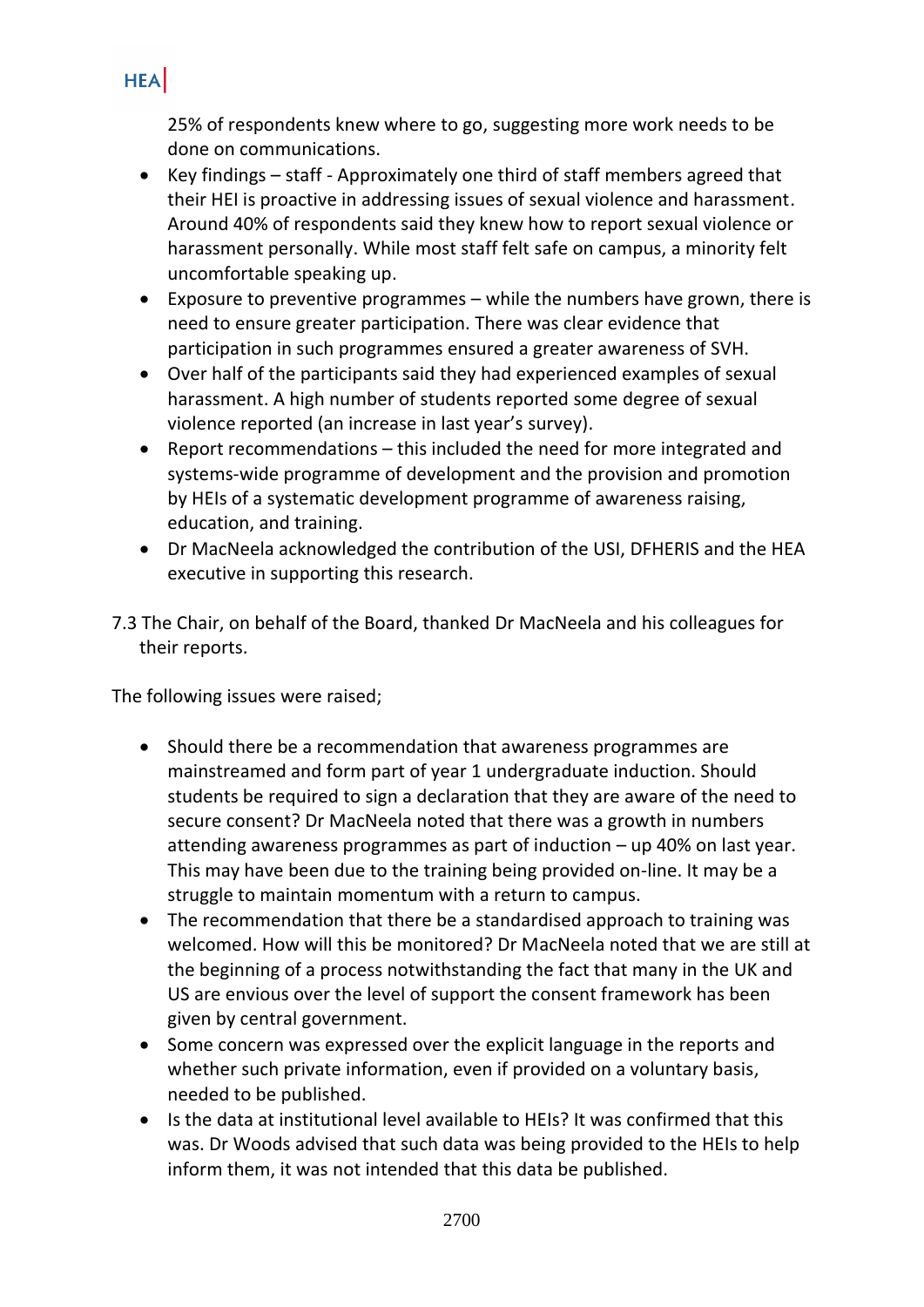25% of respondents knew where to go, suggesting more work needs to be done on communications.

- Key findings – staff - Approximately one third of staff members agreed that their HEI is proactive in addressing issues of sexual violence and harassment. Around 40% of respondents said they knew how to report sexual violence or harassment personally. While most staff felt safe on campus, a minority felt uncomfortable speaking up.
- Exposure to preventive programmes – while the numbers have grown, there is need to ensure greater participation. There was clear evidence that participation in such programmes ensured a greater awareness of SVH.
- Over half of the participants said they had experienced examples of sexual harassment. A high number of students reported some degree of sexual violence reported (an increase in last year's survey).
- Report recommendations – this included the need for more integrated and systems-wide programme of development and the provision and promotion by HEIs of a systematic development programme of awareness raising, education, and training.
- Dr MacNeela acknowledged the contribution of the USI, DFHERIS and the HEA executive in supporting this research.

7.3 The Chair, on behalf of the Board, thanked Dr MacNeela and his colleagues for their reports.

The following issues were raised;

- Should there be a recommendation that awareness programmes are mainstreamed and form part of year 1 undergraduate induction. Should students be required to sign a declaration that they are aware of the need to secure consent? Dr MacNeela noted that there was a growth in numbers attending awareness programmes as part of induction – up 40% on last year. This may have been due to the training being provided on-line. It may be a struggle to maintain momentum with a return to campus.
- The recommendation that there be a standardised approach to training was welcomed. How will this be monitored? Dr MacNeela noted that we are still at the beginning of a process notwithstanding the fact that many in the UK and US are envious over the level of support the consent framework has been given by central government.
- Some concern was expressed over the explicit language in the reports and whether such private information, even if provided on a voluntary basis, needed to be published.
- Is the data at institutional level available to HEIs? It was confirmed that this was. Dr Woods advised that such data was being provided to the HEIs to help inform them, it was not intended that this data be published.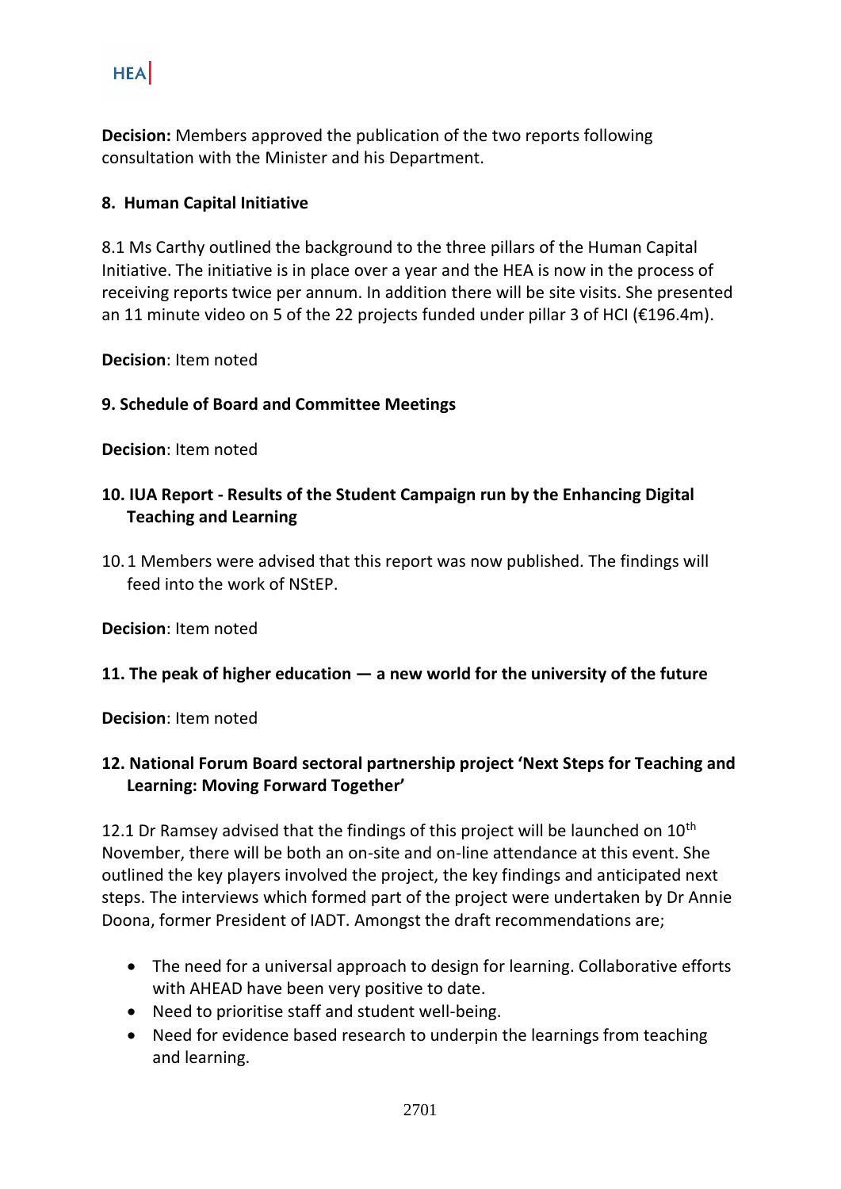**Decision:** Members approved the publication of the two reports following consultation with the Minister and his Department.

**8. Human Capital Initiative**

8.1 Ms Carthy outlined the background to the three pillars of the Human Capital Initiative. The initiative is in place over a year and the HEA is now in the process of receiving reports twice per annum. In addition there will be site visits. She presented an 11 minute video on 5 of the 22 projects funded under pillar 3 of HCI (€196.4m).

**Decision**: Item noted

**9. Schedule of Board and Committee Meetings**

**Decision**: Item noted

**10. IUA Report - Results of the Student Campaign run by the Enhancing Digital Teaching and Learning**

10.1 Members were advised that this report was now published. The findings will feed into the work of NStEP.

**Decision**: Item noted

**11. The peak of higher education — a new world for the university of the future**

**Decision**: Item noted

**12. National Forum Board sectoral partnership project 'Next Steps for Teaching and Learning: Moving Forward Together'**

12.1 Dr Ramsey advised that the findings of this project will be launched on 10th November, there will be both an on-site and on-line attendance at this event. She outlined the key players involved the project, the key findings and anticipated next steps. The interviews which formed part of the project were undertaken by Dr Annie Doona, former President of IADT. Amongst the draft recommendations are;

- The need for a universal approach to design for learning. Collaborative efforts with AHEAD have been very positive to date.
- Need to prioritise staff and student well-being.
- Need for evidence based research to underpin the learnings from teaching and learning.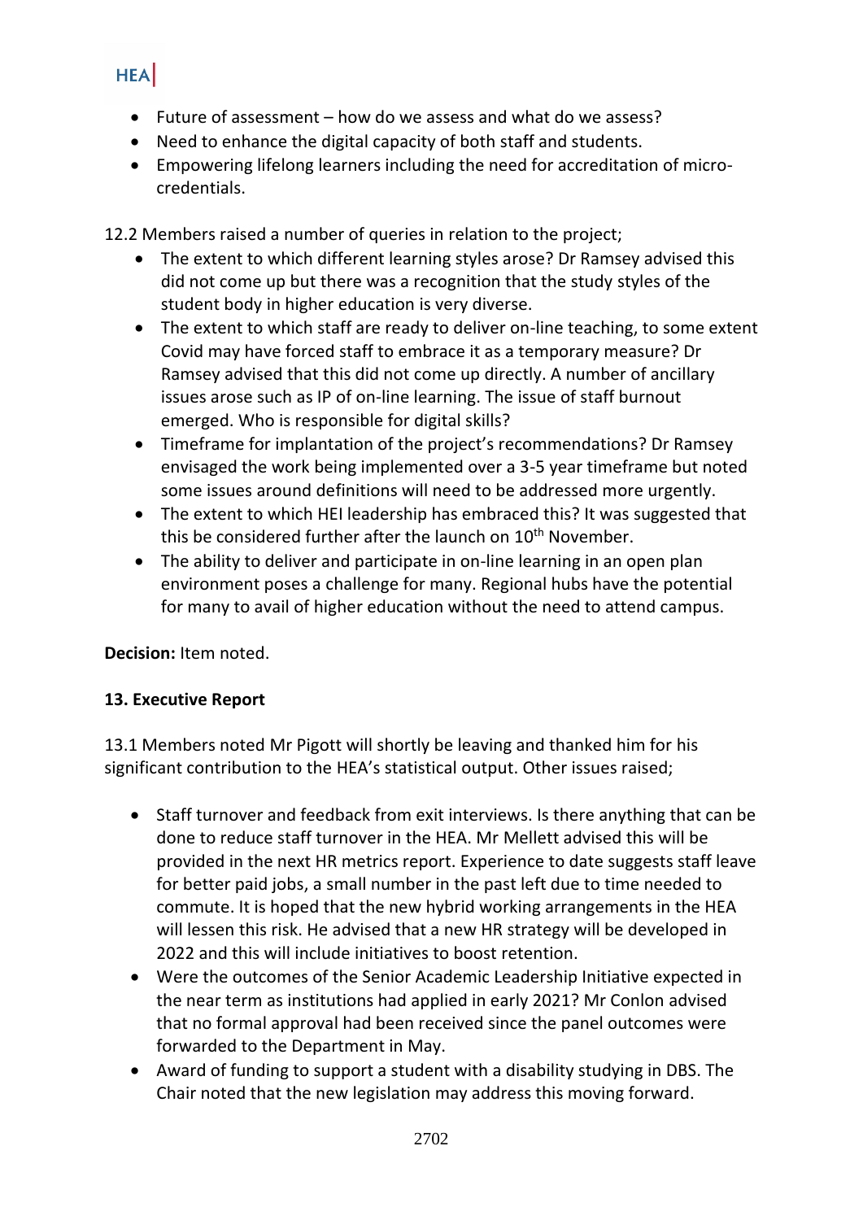- Future of assessment – how do we assess and what do we assess?
- Need to enhance the digital capacity of both staff and students.
- Empowering lifelong learners including the need for accreditation of micro-credentials.

12.2 Members raised a number of queries in relation to the project;

- The extent to which different learning styles arose? Dr Ramsey advised this did not come up but there was a recognition that the study styles of the student body in higher education is very diverse.
- The extent to which staff are ready to deliver on-line teaching, to some extent Covid may have forced staff to embrace it as a temporary measure? Dr Ramsey advised that this did not come up directly. A number of ancillary issues arose such as IP of on-line learning. The issue of staff burnout emerged. Who is responsible for digital skills?
- Timeframe for implantation of the project's recommendations? Dr Ramsey envisaged the work being implemented over a 3-5 year timeframe but noted some issues around definitions will need to be addressed more urgently.
- The extent to which HEI leadership has embraced this? It was suggested that this be considered further after the launch on 10th November.
- The ability to deliver and participate in on-line learning in an open plan environment poses a challenge for many. Regional hubs have the potential for many to avail of higher education without the need to attend campus.

**Decision:** Item noted.

**13. Executive Report**

13.1 Members noted Mr Pigott will shortly be leaving and thanked him for his significant contribution to the HEA's statistical output. Other issues raised;

- Staff turnover and feedback from exit interviews. Is there anything that can be done to reduce staff turnover in the HEA. Mr Mellett advised this will be provided in the next HR metrics report. Experience to date suggests staff leave for better paid jobs, a small number in the past left due to time needed to commute. It is hoped that the new hybrid working arrangements in the HEA will lessen this risk. He advised that a new HR strategy will be developed in 2022 and this will include initiatives to boost retention.
- Were the outcomes of the Senior Academic Leadership Initiative expected in the near term as institutions had applied in early 2021? Mr Conlon advised that no formal approval had been received since the panel outcomes were forwarded to the Department in May.
- Award of funding to support a student with a disability studying in DBS. The Chair noted that the new legislation may address this moving forward.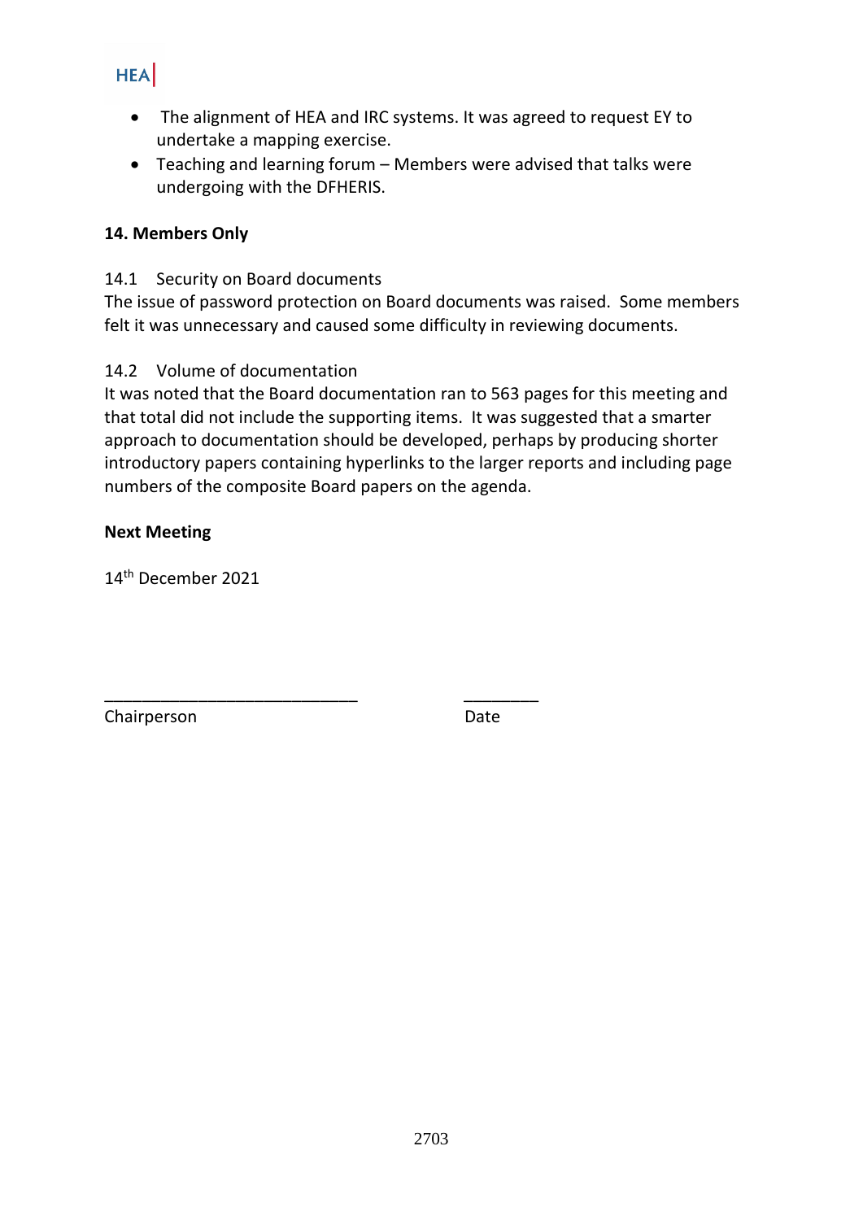- The alignment of HEA and IRC systems. It was agreed to request EY to undertake a mapping exercise.
- Teaching and learning forum – Members were advised that talks were undergoing with the DFHERIS.

**14. Members Only**

14.1 Security on Board documents

The issue of password protection on Board documents was raised. Some members felt it was unnecessary and caused some difficulty in reviewing documents.

14.2 Volume of documentation

It was noted that the Board documentation ran to 563 pages for this meeting and that total did not include the supporting items. It was suggested that a smarter approach to documentation should be developed, perhaps by producing shorter introductory papers containing hyperlinks to the larger reports and including page numbers of the composite Board papers on the agenda.

**Next Meeting**

14th December 2021

___________________________ ________

Chairperson Date